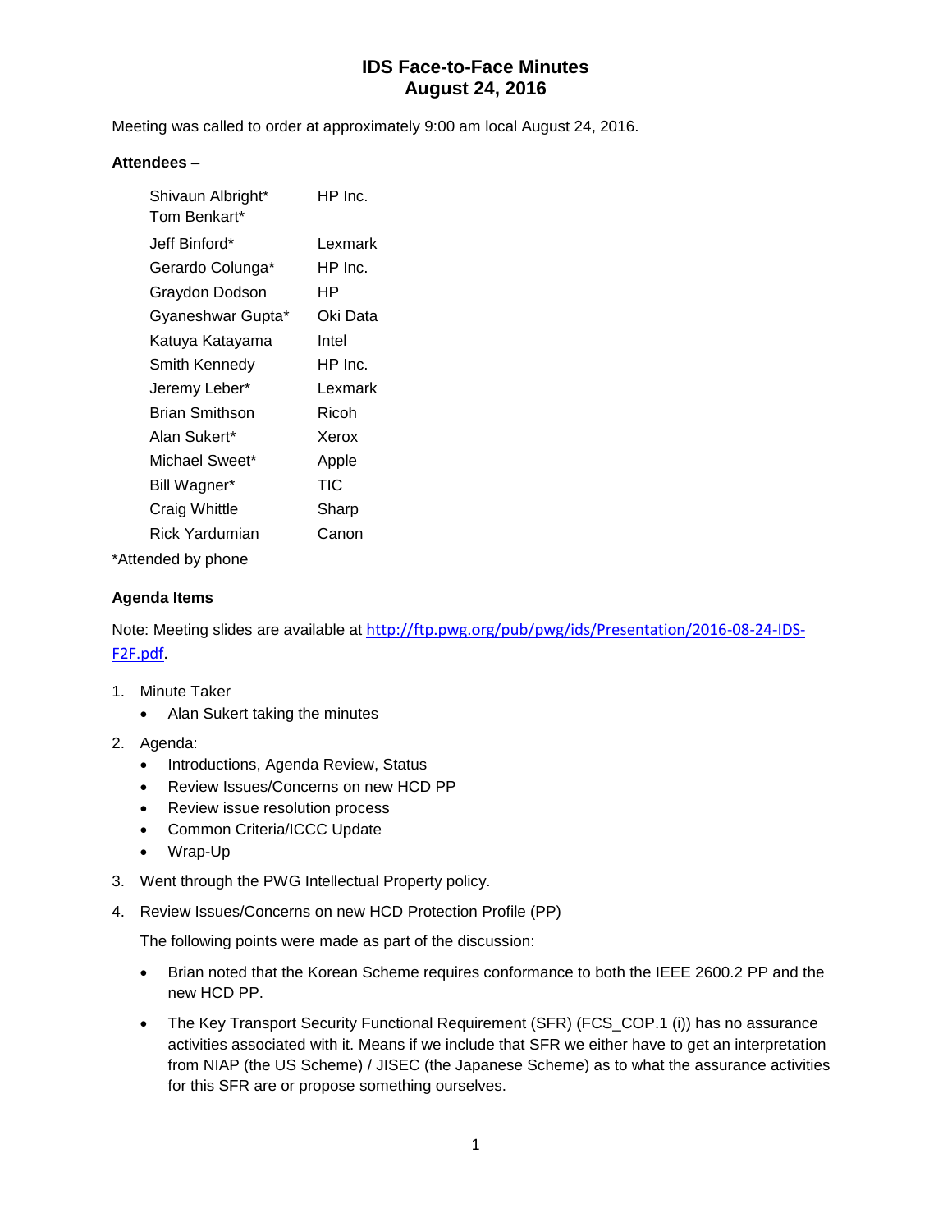# IDS Face-to-Face Minutes
# August 24, 2016

Meeting was called to order at approximately 9:00 am local August 24, 2016.

**Attendees –**

| | |
|---|---|
| Shivaun Albright* | HP Inc. |
| Tom Benkart* | |
| Jeff Binford* | Lexmark |
| Gerardo Colunga* | HP Inc. |
| Graydon Dodson | HP |
| Gyaneshwar Gupta* | Oki Data |
| Katuya Katayama | Intel |
| Smith Kennedy | HP Inc. |
| Jeremy Leber* | Lexmark |
| Brian Smithson | Ricoh |
| Alan Sukert* | Xerox |
| Michael Sweet* | Apple |
| Bill Wagner* | TIC |
| Craig Whittle | Sharp |
| Rick Yardumian | Canon |

*Attended by phone

**Agenda Items**

Note: Meeting slides are available at http://ftp.pwg.org/pub/pwg/ids/Presentation/2016-08-24-IDS-F2F.pdf.

1. Minute Taker
   - Alan Sukert taking the minutes
2. Agenda:
   - Introductions, Agenda Review, Status
   - Review Issues/Concerns on new HCD PP
   - Review issue resolution process
   - Common Criteria/ICCC Update
   - Wrap-Up
3. Went through the PWG Intellectual Property policy.
4. Review Issues/Concerns on new HCD Protection Profile (PP)

   The following points were made as part of the discussion:

   - Brian noted that the Korean Scheme requires conformance to both the IEEE 2600.2 PP and the new HCD PP.
   - The Key Transport Security Functional Requirement (SFR) (FCS_COP.1 (i)) has no assurance activities associated with it. Means if we include that SFR we either have to get an interpretation from NIAP (the US Scheme) / JISEC (the Japanese Scheme) as to what the assurance activities for this SFR are or propose something ourselves.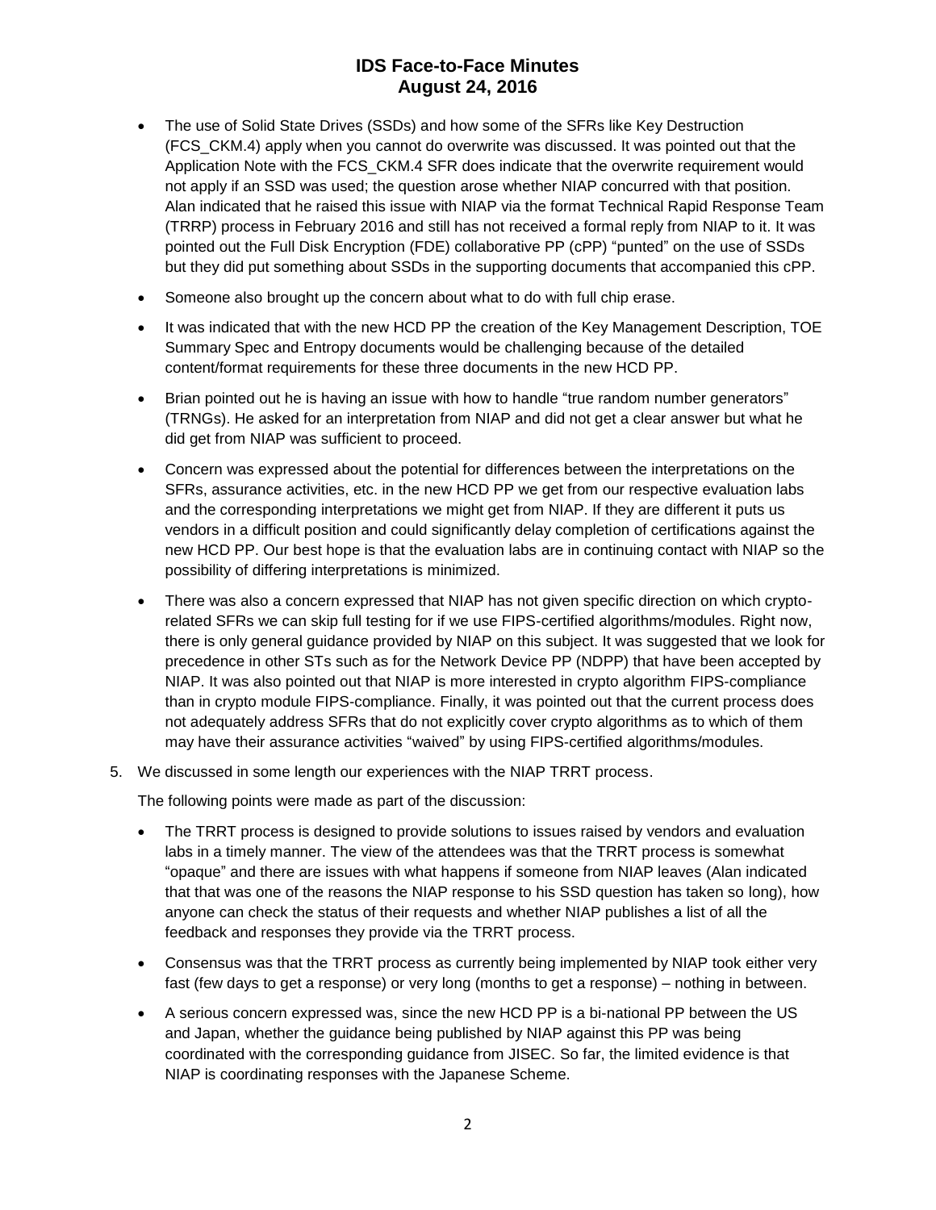- The use of Solid State Drives (SSDs) and how some of the SFRs like Key Destruction (FCS_CKM.4) apply when you cannot do overwrite was discussed. It was pointed out that the Application Note with the FCS_CKM.4 SFR does indicate that the overwrite requirement would not apply if an SSD was used; the question arose whether NIAP concurred with that position. Alan indicated that he raised this issue with NIAP via the format Technical Rapid Response Team (TRRP) process in February 2016 and still has not received a formal reply from NIAP to it. It was pointed out the Full Disk Encryption (FDE) collaborative PP (cPP) "punted" on the use of SSDs but they did put something about SSDs in the supporting documents that accompanied this cPP.
- Someone also brought up the concern about what to do with full chip erase.
- It was indicated that with the new HCD PP the creation of the Key Management Description, TOE Summary Spec and Entropy documents would be challenging because of the detailed content/format requirements for these three documents in the new HCD PP.
- Brian pointed out he is having an issue with how to handle "true random number generators" (TRNGs). He asked for an interpretation from NIAP and did not get a clear answer but what he did get from NIAP was sufficient to proceed.
- Concern was expressed about the potential for differences between the interpretations on the SFRs, assurance activities, etc. in the new HCD PP we get from our respective evaluation labs and the corresponding interpretations we might get from NIAP. If they are different it puts us vendors in a difficult position and could significantly delay completion of certifications against the new HCD PP. Our best hope is that the evaluation labs are in continuing contact with NIAP so the possibility of differing interpretations is minimized.
- There was also a concern expressed that NIAP has not given specific direction on which crypto-related SFRs we can skip full testing for if we use FIPS-certified algorithms/modules. Right now, there is only general guidance provided by NIAP on this subject. It was suggested that we look for precedence in other STs such as for the Network Device PP (NDPP) that have been accepted by NIAP. It was also pointed out that NIAP is more interested in crypto algorithm FIPS-compliance than in crypto module FIPS-compliance. Finally, it was pointed out that the current process does not adequately address SFRs that do not explicitly cover crypto algorithms as to which of them may have their assurance activities "waived" by using FIPS-certified algorithms/modules.

5. We discussed in some length our experiences with the NIAP TRRT process.

   The following points were made as part of the discussion:

   - The TRRT process is designed to provide solutions to issues raised by vendors and evaluation labs in a timely manner. The view of the attendees was that the TRRT process is somewhat "opaque" and there are issues with what happens if someone from NIAP leaves (Alan indicated that that was one of the reasons the NIAP response to his SSD question has taken so long), how anyone can check the status of their requests and whether NIAP publishes a list of all the feedback and responses they provide via the TRRT process.
   - Consensus was that the TRRT process as currently being implemented by NIAP took either very fast (few days to get a response) or very long (months to get a response) – nothing in between.
   - A serious concern expressed was, since the new HCD PP is a bi-national PP between the US and Japan, whether the guidance being published by NIAP against this PP was being coordinated with the corresponding guidance from JISEC. So far, the limited evidence is that NIAP is coordinating responses with the Japanese Scheme.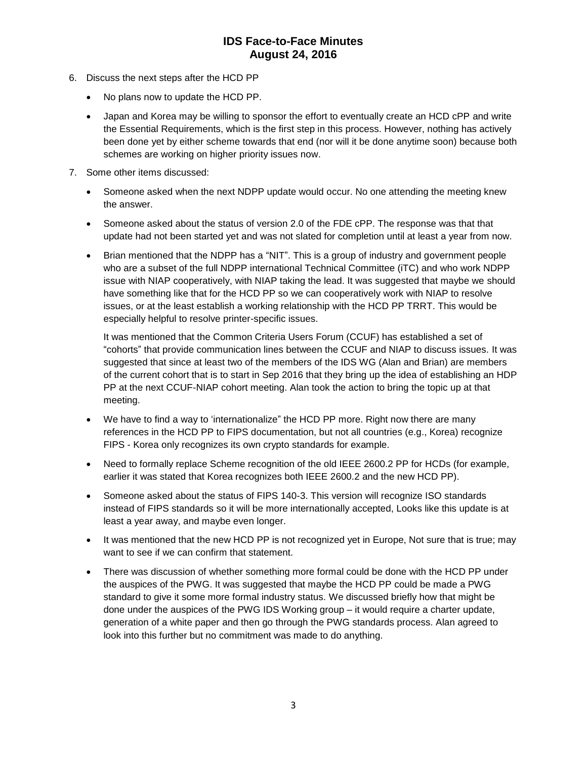6. Discuss the next steps after the HCD PP

   - No plans now to update the HCD PP.
   - Japan and Korea may be willing to sponsor the effort to eventually create an HCD cPP and write the Essential Requirements, which is the first step in this process. However, nothing has actively been done yet by either scheme towards that end (nor will it be done anytime soon) because both schemes are working on higher priority issues now.

7. Some other items discussed:

   - Someone asked when the next NDPP update would occur. No one attending the meeting knew the answer.
   - Someone asked about the status of version 2.0 of the FDE cPP. The response was that that update had not been started yet and was not slated for completion until at least a year from now.
   - Brian mentioned that the NDPP has a "NIT". This is a group of industry and government people who are a subset of the full NDPP international Technical Committee (iTC) and who work NDPP issue with NIAP cooperatively, with NIAP taking the lead. It was suggested that maybe we should have something like that for the HCD PP so we can cooperatively work with NIAP to resolve issues, or at the least establish a working relationship with the HCD PP TRRT. This would be especially helpful to resolve printer-specific issues.

     It was mentioned that the Common Criteria Users Forum (CCUF) has established a set of "cohorts" that provide communication lines between the CCUF and NIAP to discuss issues. It was suggested that since at least two of the members of the IDS WG (Alan and Brian) are members of the current cohort that is to start in Sep 2016 that they bring up the idea of establishing an HDP PP at the next CCUF-NIAP cohort meeting. Alan took the action to bring the topic up at that meeting.
   - We have to find a way to 'internationalize" the HCD PP more. Right now there are many references in the HCD PP to FIPS documentation, but not all countries (e.g., Korea) recognize FIPS - Korea only recognizes its own crypto standards for example.
   - Need to formally replace Scheme recognition of the old IEEE 2600.2 PP for HCDs (for example, earlier it was stated that Korea recognizes both IEEE 2600.2 and the new HCD PP).
   - Someone asked about the status of FIPS 140-3. This version will recognize ISO standards instead of FIPS standards so it will be more internationally accepted, Looks like this update is at least a year away, and maybe even longer.
   - It was mentioned that the new HCD PP is not recognized yet in Europe, Not sure that is true; may want to see if we can confirm that statement.
   - There was discussion of whether something more formal could be done with the HCD PP under the auspices of the PWG. It was suggested that maybe the HCD PP could be made a PWG standard to give it some more formal industry status. We discussed briefly how that might be done under the auspices of the PWG IDS Working group – it would require a charter update, generation of a white paper and then go through the PWG standards process. Alan agreed to look into this further but no commitment was made to do anything.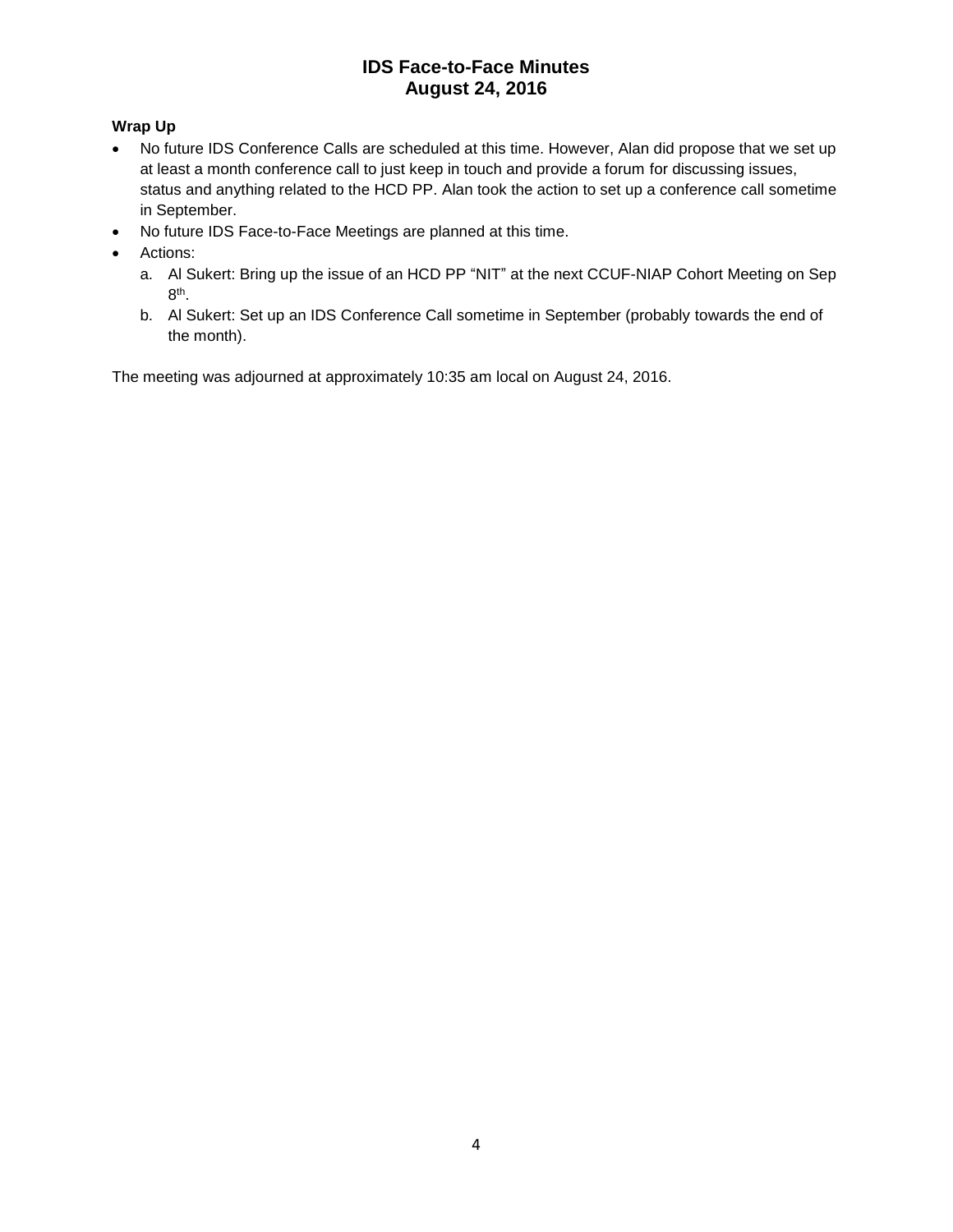**Wrap Up**

- No future IDS Conference Calls are scheduled at this time. However, Alan did propose that we set up at least a month conference call to just keep in touch and provide a forum for discussing issues, status and anything related to the HCD PP. Alan took the action to set up a conference call sometime in September.
- No future IDS Face-to-Face Meetings are planned at this time.
- Actions:
  a. Al Sukert: Bring up the issue of an HCD PP "NIT" at the next CCUF-NIAP Cohort Meeting on Sep 8th.
  b. Al Sukert: Set up an IDS Conference Call sometime in September (probably towards the end of the month).

The meeting was adjourned at approximately 10:35 am local on August 24, 2016.